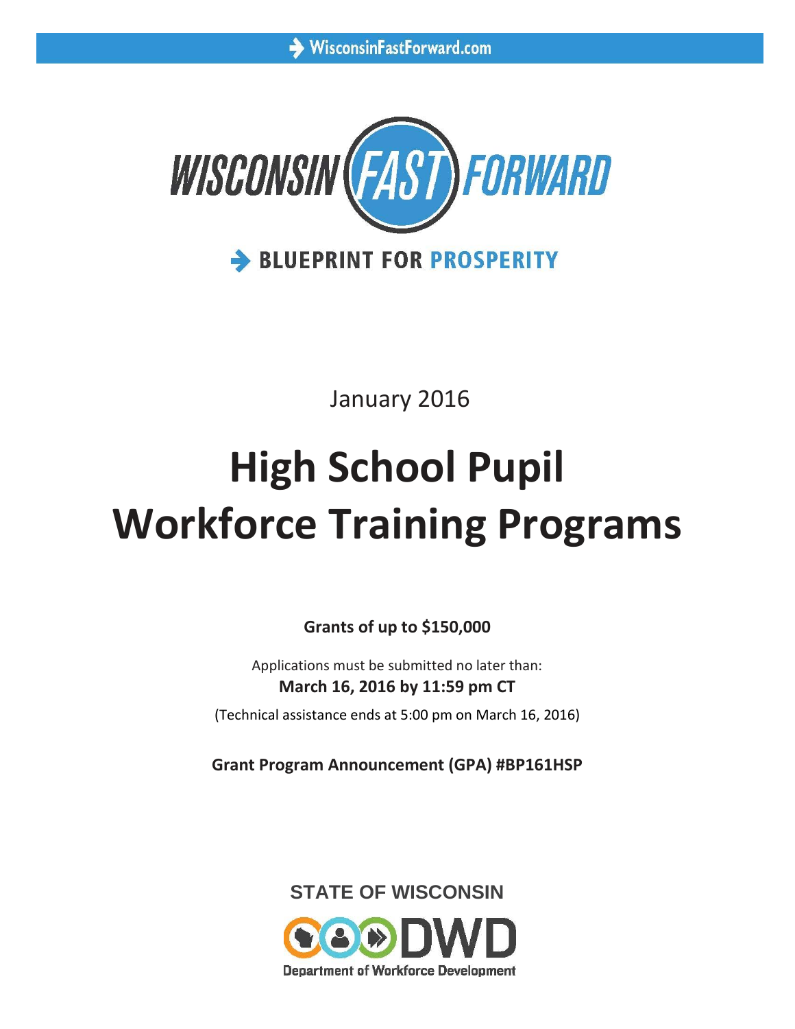WisconsinFastForward.com

WISCONSIN FAST FORWARD

BLUEPRINT FOR PROSPERITY

January 2016

# High School Pupil Workforce Training Programs

**Grants of up to $150,000**

Applications must be submitted no later than:

**March 16, 2016 by 11:59 pm CT**

(Technical assistance ends at 5:00 pm on March 16, 2016)

**Grant Program Announcement (GPA) #BP161HSP**

STATE OF WISCONSIN

DWD

Department of Workforce Development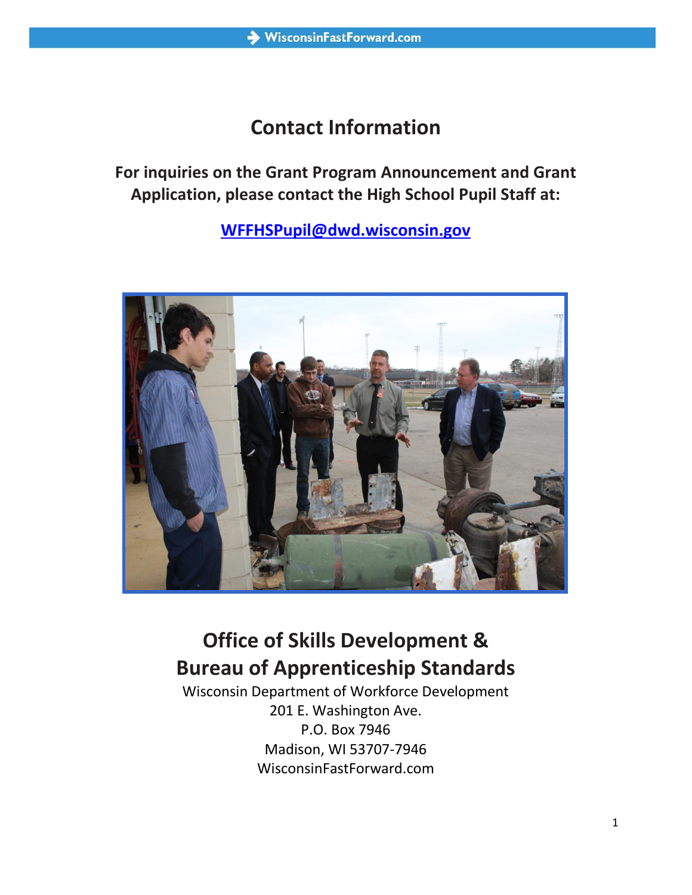# Contact Information

**For inquiries on the Grant Program Announcement and Grant Application, please contact the High School Pupil Staff at:**

**[WFFHSPupil@dwd.wisconsin.gov](mailto:WFFHSPupil@dwd.wisconsin.gov)**

## Office of Skills Development & Bureau of Apprenticeship Standards

Wisconsin Department of Workforce Development
201 E. Washington Ave.
P.O. Box 7946
Madison, WI 53707-7946
WisconsinFastForward.com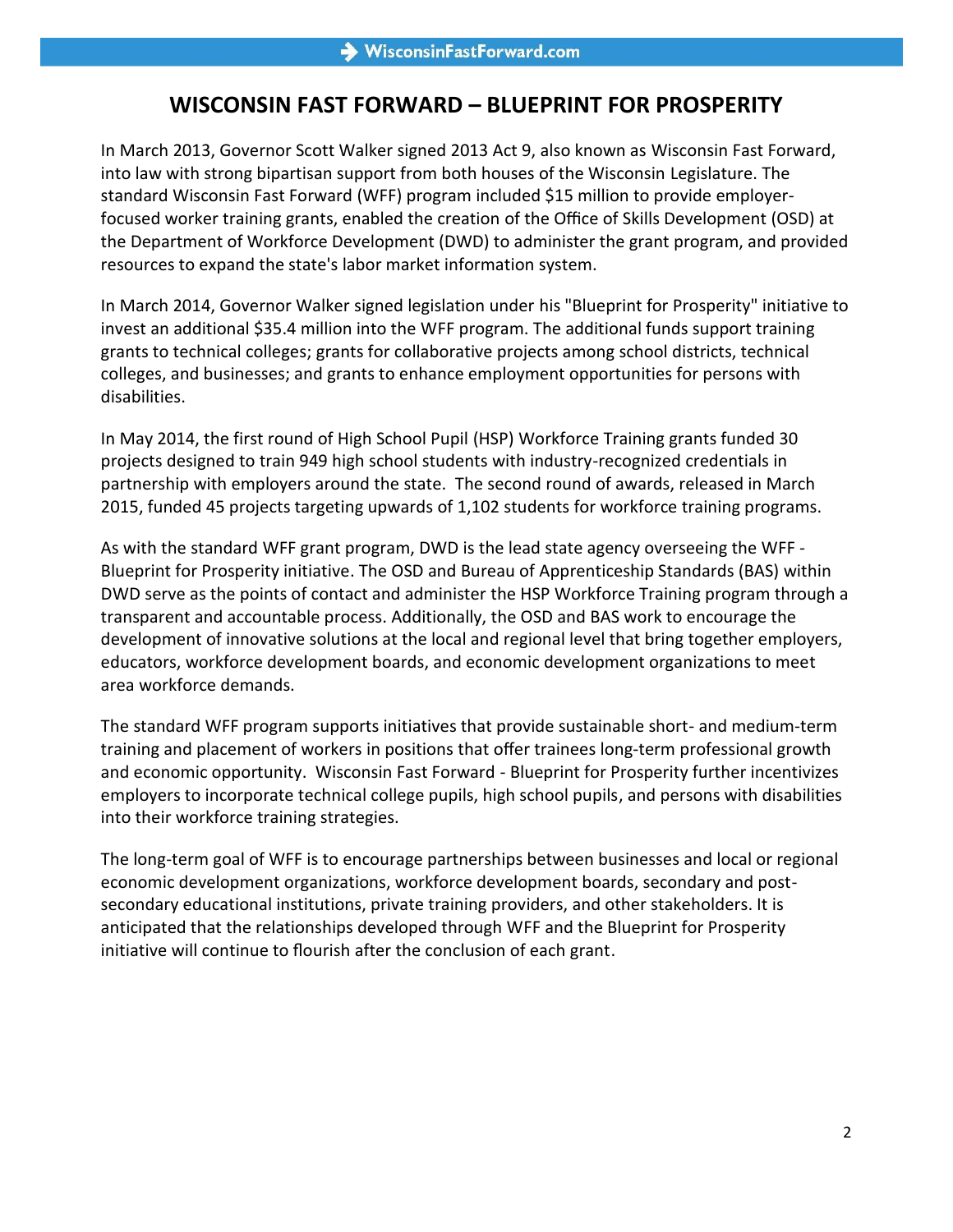# WISCONSIN FAST FORWARD – BLUEPRINT FOR PROSPERITY

In March 2013, Governor Scott Walker signed 2013 Act 9, also known as Wisconsin Fast Forward, into law with strong bipartisan support from both houses of the Wisconsin Legislature. The standard Wisconsin Fast Forward (WFF) program included $15 million to provide employer-focused worker training grants, enabled the creation of the Office of Skills Development (OSD) at the Department of Workforce Development (DWD) to administer the grant program, and provided resources to expand the state's labor market information system.

In March 2014, Governor Walker signed legislation under his "Blueprint for Prosperity" initiative to invest an additional $35.4 million into the WFF program. The additional funds support training grants to technical colleges; grants for collaborative projects among school districts, technical colleges, and businesses; and grants to enhance employment opportunities for persons with disabilities.

In May 2014, the first round of High School Pupil (HSP) Workforce Training grants funded 30 projects designed to train 949 high school students with industry-recognized credentials in partnership with employers around the state. The second round of awards, released in March 2015, funded 45 projects targeting upwards of 1,102 students for workforce training programs.

As with the standard WFF grant program, DWD is the lead state agency overseeing the WFF - Blueprint for Prosperity initiative. The OSD and Bureau of Apprenticeship Standards (BAS) within DWD serve as the points of contact and administer the HSP Workforce Training program through a transparent and accountable process. Additionally, the OSD and BAS work to encourage the development of innovative solutions at the local and regional level that bring together employers, educators, workforce development boards, and economic development organizations to meet area workforce demands.

The standard WFF program supports initiatives that provide sustainable short- and medium-term training and placement of workers in positions that offer trainees long-term professional growth and economic opportunity. Wisconsin Fast Forward - Blueprint for Prosperity further incentivizes employers to incorporate technical college pupils, high school pupils, and persons with disabilities into their workforce training strategies.

The long-term goal of WFF is to encourage partnerships between businesses and local or regional economic development organizations, workforce development boards, secondary and post-secondary educational institutions, private training providers, and other stakeholders. It is anticipated that the relationships developed through WFF and the Blueprint for Prosperity initiative will continue to flourish after the conclusion of each grant.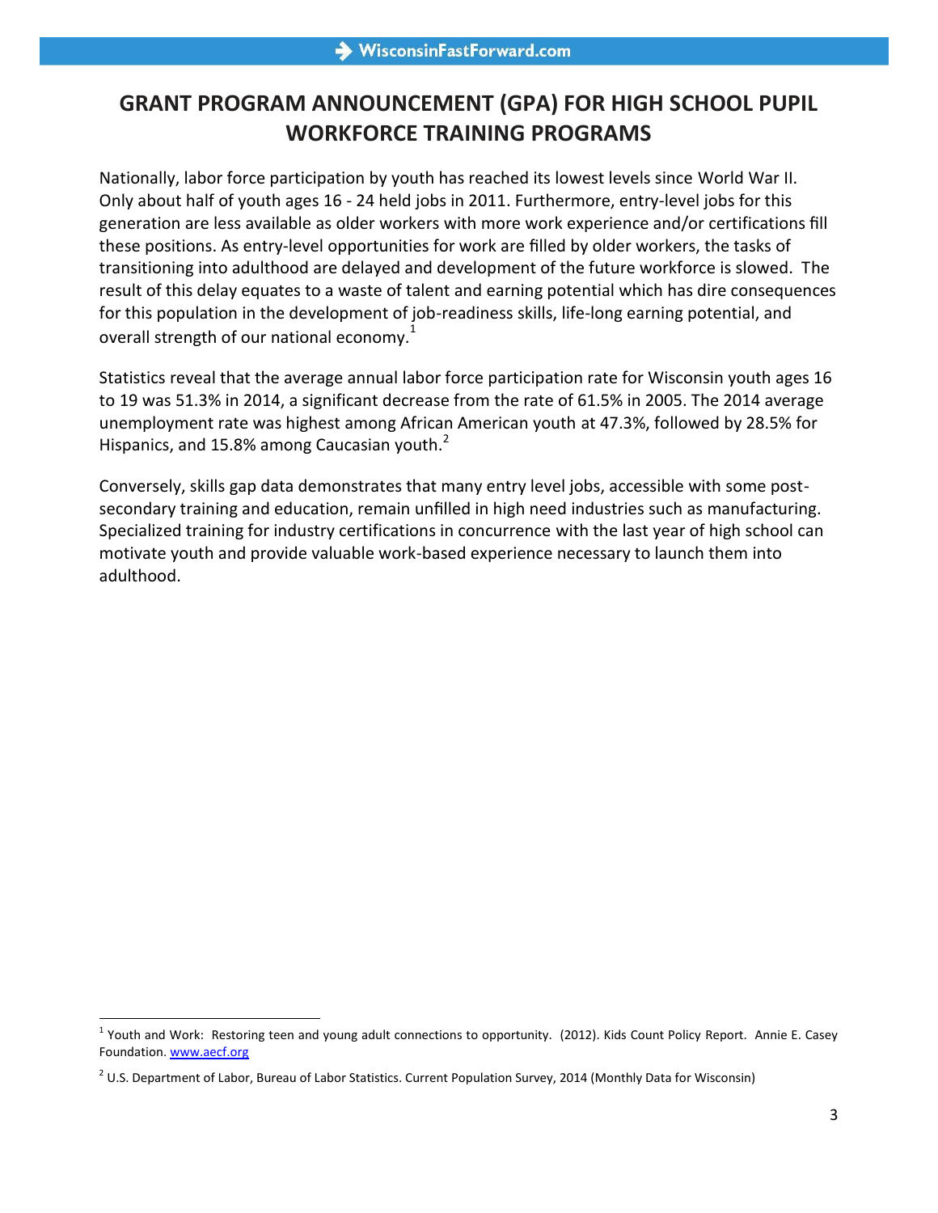# GRANT PROGRAM ANNOUNCEMENT (GPA) FOR HIGH SCHOOL PUPIL WORKFORCE TRAINING PROGRAMS

Nationally, labor force participation by youth has reached its lowest levels since World War II. Only about half of youth ages 16 - 24 held jobs in 2011. Furthermore, entry-level jobs for this generation are less available as older workers with more work experience and/or certifications fill these positions. As entry-level opportunities for work are filled by older workers, the tasks of transitioning into adulthood are delayed and development of the future workforce is slowed. The result of this delay equates to a waste of talent and earning potential which has dire consequences for this population in the development of job-readiness skills, life-long earning potential, and overall strength of our national economy.[1]

Statistics reveal that the average annual labor force participation rate for Wisconsin youth ages 16 to 19 was 51.3% in 2014, a significant decrease from the rate of 61.5% in 2005. The 2014 average unemployment rate was highest among African American youth at 47.3%, followed by 28.5% for Hispanics, and 15.8% among Caucasian youth.[2]

Conversely, skills gap data demonstrates that many entry level jobs, accessible with some post-secondary training and education, remain unfilled in high need industries such as manufacturing. Specialized training for industry certifications in concurrence with the last year of high school can motivate youth and provide valuable work-based experience necessary to launch them into adulthood.

---

[1] Youth and Work: Restoring teen and young adult connections to opportunity. (2012). Kids Count Policy Report. Annie E. Casey Foundation. www.aecf.org

[2] U.S. Department of Labor, Bureau of Labor Statistics. Current Population Survey, 2014 (Monthly Data for Wisconsin)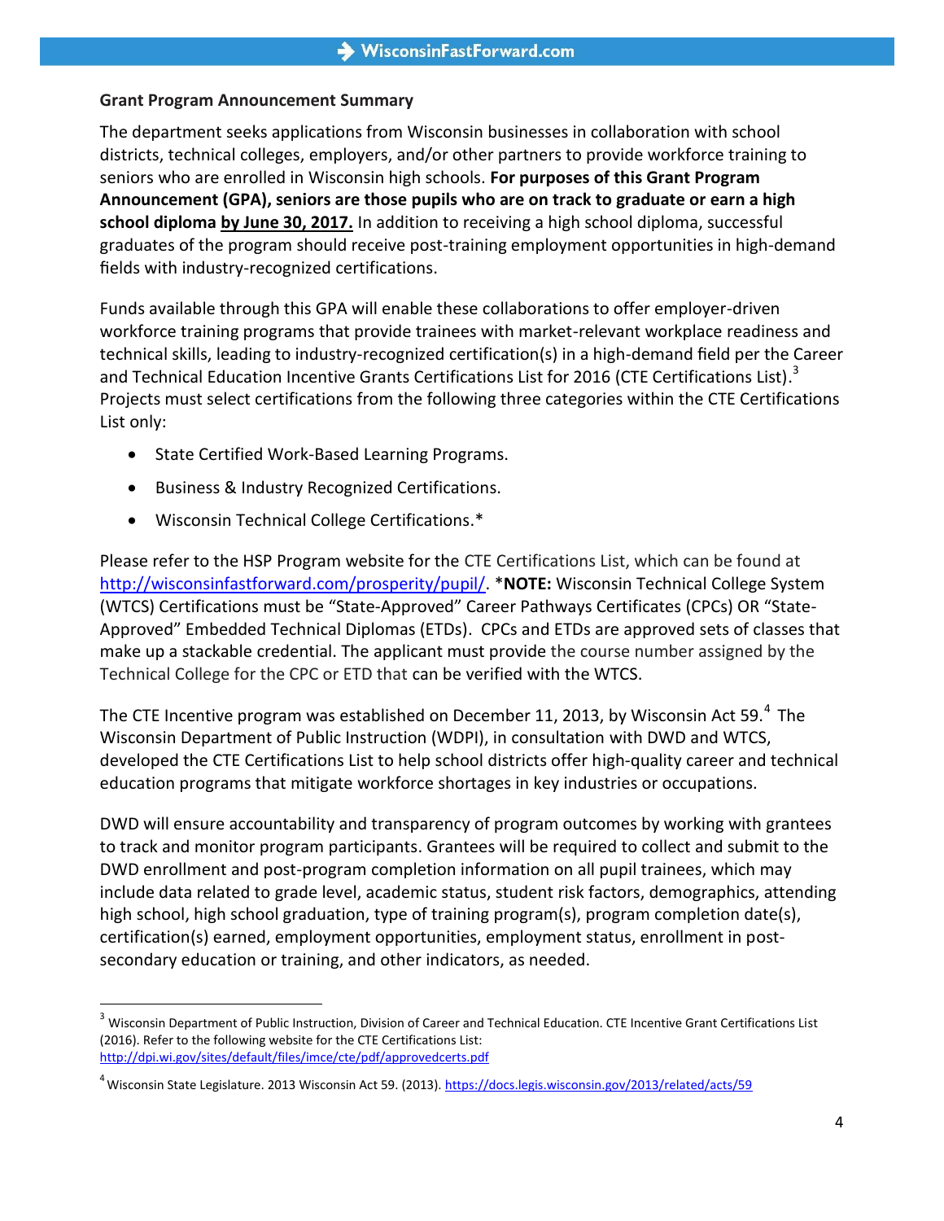**Grant Program Announcement Summary**

The department seeks applications from Wisconsin businesses in collaboration with school districts, technical colleges, employers, and/or other partners to provide workforce training to seniors who are enrolled in Wisconsin high schools. **For purposes of this Grant Program Announcement (GPA), seniors are those pupils who are on track to graduate or earn a high school diploma by June 30, 2017.** In addition to receiving a high school diploma, successful graduates of the program should receive post-training employment opportunities in high-demand fields with industry-recognized certifications.

Funds available through this GPA will enable these collaborations to offer employer-driven workforce training programs that provide trainees with market-relevant workplace readiness and technical skills, leading to industry-recognized certification(s) in a high-demand field per the Career and Technical Education Incentive Grants Certifications List for 2016 (CTE Certifications List).[3] Projects must select certifications from the following three categories within the CTE Certifications List only:

- State Certified Work-Based Learning Programs.
- Business & Industry Recognized Certifications.
- Wisconsin Technical College Certifications.*

Please refer to the HSP Program website for the CTE Certifications List, which can be found at http://wisconsinfastforward.com/prosperity/pupil/. ***NOTE:** Wisconsin Technical College System (WTCS) Certifications must be "State-Approved" Career Pathways Certificates (CPCs) OR "State-Approved" Embedded Technical Diplomas (ETDs). CPCs and ETDs are approved sets of classes that make up a stackable credential. The applicant must provide the course number assigned by the Technical College for the CPC or ETD that can be verified with the WTCS.

The CTE Incentive program was established on December 11, 2013, by Wisconsin Act 59.[4] The Wisconsin Department of Public Instruction (WDPI), in consultation with DWD and WTCS, developed the CTE Certifications List to help school districts offer high-quality career and technical education programs that mitigate workforce shortages in key industries or occupations.

DWD will ensure accountability and transparency of program outcomes by working with grantees to track and monitor program participants. Grantees will be required to collect and submit to the DWD enrollment and post-program completion information on all pupil trainees, which may include data related to grade level, academic status, student risk factors, demographics, attending high school, high school graduation, type of training program(s), program completion date(s), certification(s) earned, employment opportunities, employment status, enrollment in post-secondary education or training, and other indicators, as needed.

---

[3] Wisconsin Department of Public Instruction, Division of Career and Technical Education. CTE Incentive Grant Certifications List (2016). Refer to the following website for the CTE Certifications List: http://dpi.wi.gov/sites/default/files/imce/cte/pdf/approvedcerts.pdf

[4] Wisconsin State Legislature. 2013 Wisconsin Act 59. (2013). https://docs.legis.wisconsin.gov/2013/related/acts/59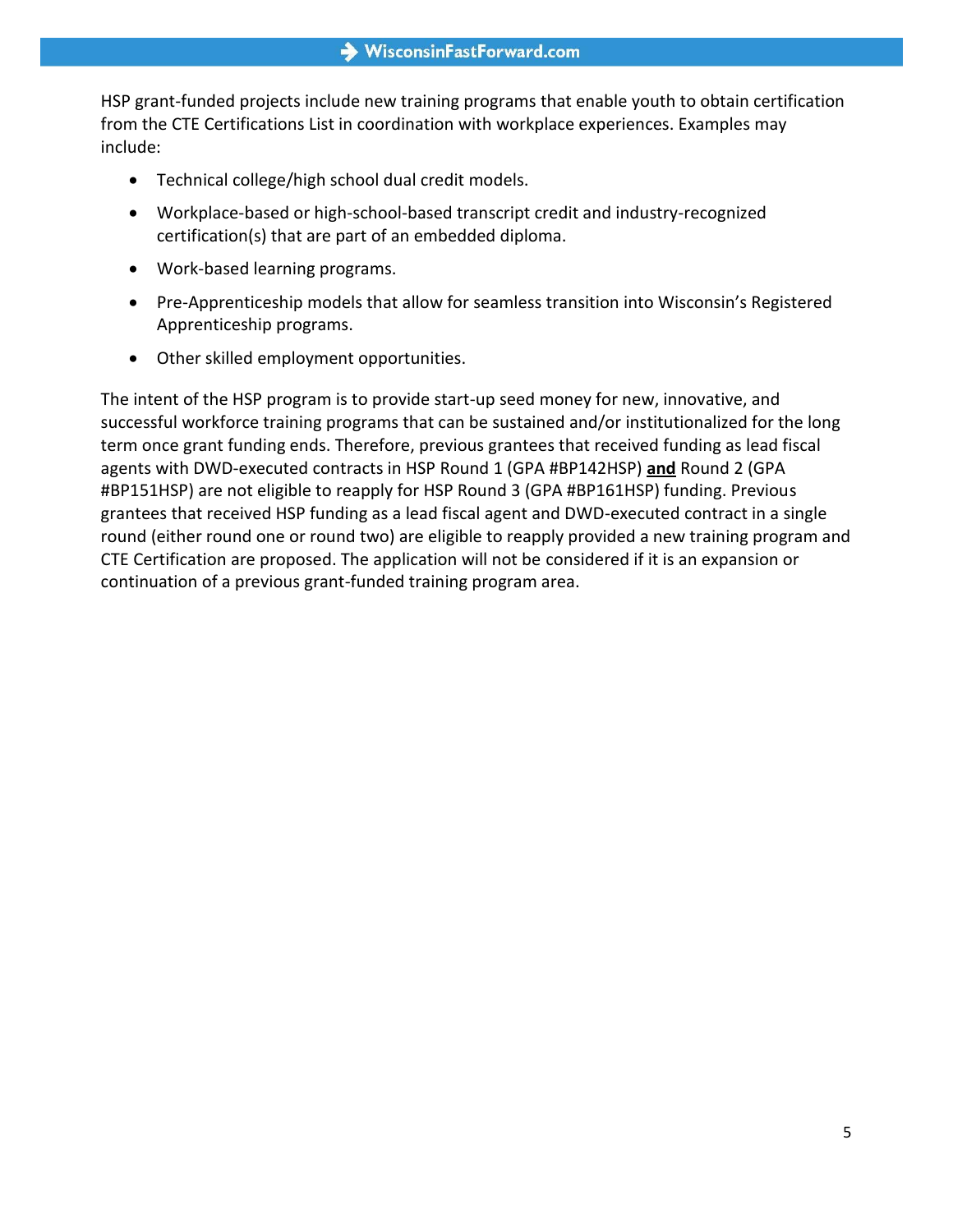HSP grant-funded projects include new training programs that enable youth to obtain certification from the CTE Certifications List in coordination with workplace experiences. Examples may include:

- Technical college/high school dual credit models.
- Workplace-based or high-school-based transcript credit and industry-recognized certification(s) that are part of an embedded diploma.
- Work-based learning programs.
- Pre-Apprenticeship models that allow for seamless transition into Wisconsin's Registered Apprenticeship programs.
- Other skilled employment opportunities.

The intent of the HSP program is to provide start-up seed money for new, innovative, and successful workforce training programs that can be sustained and/or institutionalized for the long term once grant funding ends. Therefore, previous grantees that received funding as lead fiscal agents with DWD-executed contracts in HSP Round 1 (GPA #BP142HSP) **and** Round 2 (GPA #BP151HSP) are not eligible to reapply for HSP Round 3 (GPA #BP161HSP) funding. Previous grantees that received HSP funding as a lead fiscal agent and DWD-executed contract in a single round (either round one or round two) are eligible to reapply provided a new training program and CTE Certification are proposed. The application will not be considered if it is an expansion or continuation of a previous grant-funded training program area.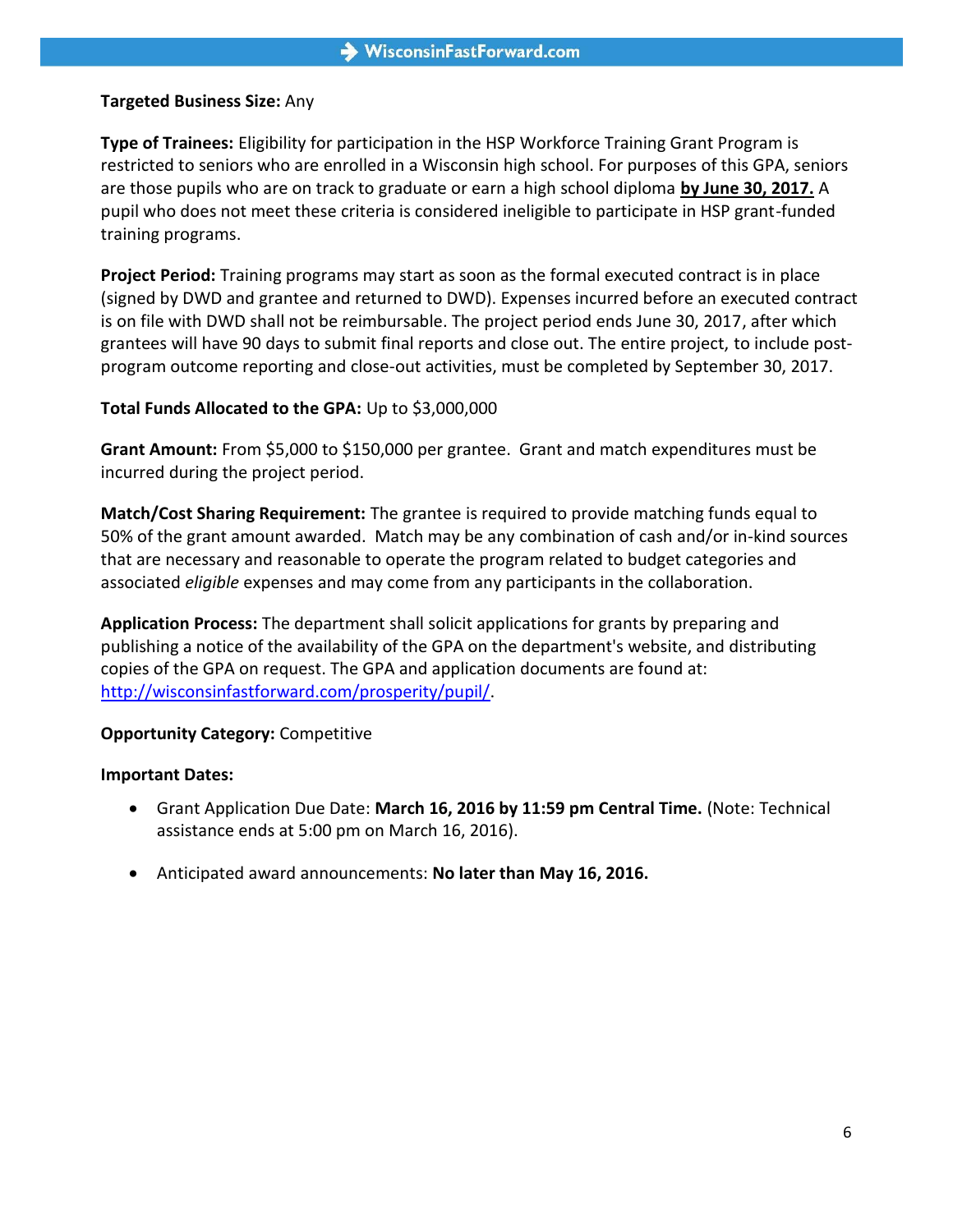**Targeted Business Size:** Any

**Type of Trainees:** Eligibility for participation in the HSP Workforce Training Grant Program is restricted to seniors who are enrolled in a Wisconsin high school. For purposes of this GPA, seniors are those pupils who are on track to graduate or earn a high school diploma **by June 30, 2017.** A pupil who does not meet these criteria is considered ineligible to participate in HSP grant-funded training programs.

**Project Period:** Training programs may start as soon as the formal executed contract is in place (signed by DWD and grantee and returned to DWD). Expenses incurred before an executed contract is on file with DWD shall not be reimbursable. The project period ends June 30, 2017, after which grantees will have 90 days to submit final reports and close out. The entire project, to include post-program outcome reporting and close-out activities, must be completed by September 30, 2017.

**Total Funds Allocated to the GPA:** Up to $3,000,000

**Grant Amount:** From $5,000 to $150,000 per grantee. Grant and match expenditures must be incurred during the project period.

**Match/Cost Sharing Requirement:** The grantee is required to provide matching funds equal to 50% of the grant amount awarded. Match may be any combination of cash and/or in-kind sources that are necessary and reasonable to operate the program related to budget categories and associated *eligible* expenses and may come from any participants in the collaboration.

**Application Process:** The department shall solicit applications for grants by preparing and publishing a notice of the availability of the GPA on the department's website, and distributing copies of the GPA on request. The GPA and application documents are found at: http://wisconsinfastforward.com/prosperity/pupil/.

**Opportunity Category:** Competitive

**Important Dates:**

- Grant Application Due Date: **March 16, 2016 by 11:59 pm Central Time.** (Note: Technical assistance ends at 5:00 pm on March 16, 2016).
- Anticipated award announcements: **No later than May 16, 2016.**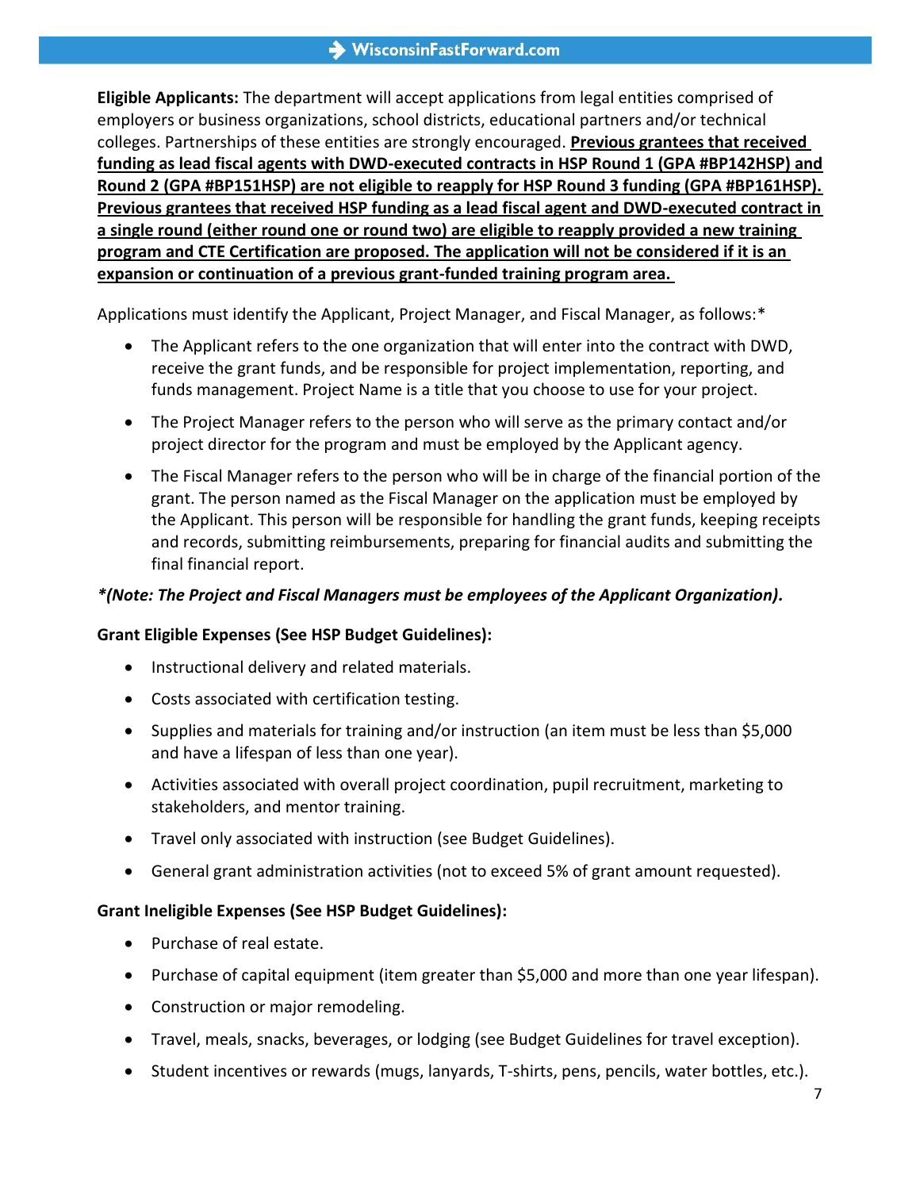**Eligible Applicants:** The department will accept applications from legal entities comprised of employers or business organizations, school districts, educational partners and/or technical colleges. Partnerships of these entities are strongly encouraged. **<u>Previous grantees that received funding as lead fiscal agents with DWD-executed contracts in HSP Round 1 (GPA #BP142HSP) and Round 2 (GPA #BP151HSP) are not eligible to reapply for HSP Round 3 funding (GPA #BP161HSP). Previous grantees that received HSP funding as a lead fiscal agent and DWD-executed contract in a single round (either round one or round two) are eligible to reapply provided a new training program and CTE Certification are proposed. The application will not be considered if it is an expansion or continuation of a previous grant-funded training program area.</u>**

Applications must identify the Applicant, Project Manager, and Fiscal Manager, as follows:*

- The Applicant refers to the one organization that will enter into the contract with DWD, receive the grant funds, and be responsible for project implementation, reporting, and funds management. Project Name is a title that you choose to use for your project.
- The Project Manager refers to the person who will serve as the primary contact and/or project director for the program and must be employed by the Applicant agency.
- The Fiscal Manager refers to the person who will be in charge of the financial portion of the grant. The person named as the Fiscal Manager on the application must be employed by the Applicant. This person will be responsible for handling the grant funds, keeping receipts and records, submitting reimbursements, preparing for financial audits and submitting the final financial report.

***(Note: The Project and Fiscal Managers must be employees of the Applicant Organization).***

**Grant Eligible Expenses (See HSP Budget Guidelines):**

- Instructional delivery and related materials.
- Costs associated with certification testing.
- Supplies and materials for training and/or instruction (an item must be less than $5,000 and have a lifespan of less than one year).
- Activities associated with overall project coordination, pupil recruitment, marketing to stakeholders, and mentor training.
- Travel only associated with instruction (see Budget Guidelines).
- General grant administration activities (not to exceed 5% of grant amount requested).

**Grant Ineligible Expenses (See HSP Budget Guidelines):**

- Purchase of real estate.
- Purchase of capital equipment (item greater than $5,000 and more than one year lifespan).
- Construction or major remodeling.
- Travel, meals, snacks, beverages, or lodging (see Budget Guidelines for travel exception).
- Student incentives or rewards (mugs, lanyards, T-shirts, pens, pencils, water bottles, etc.).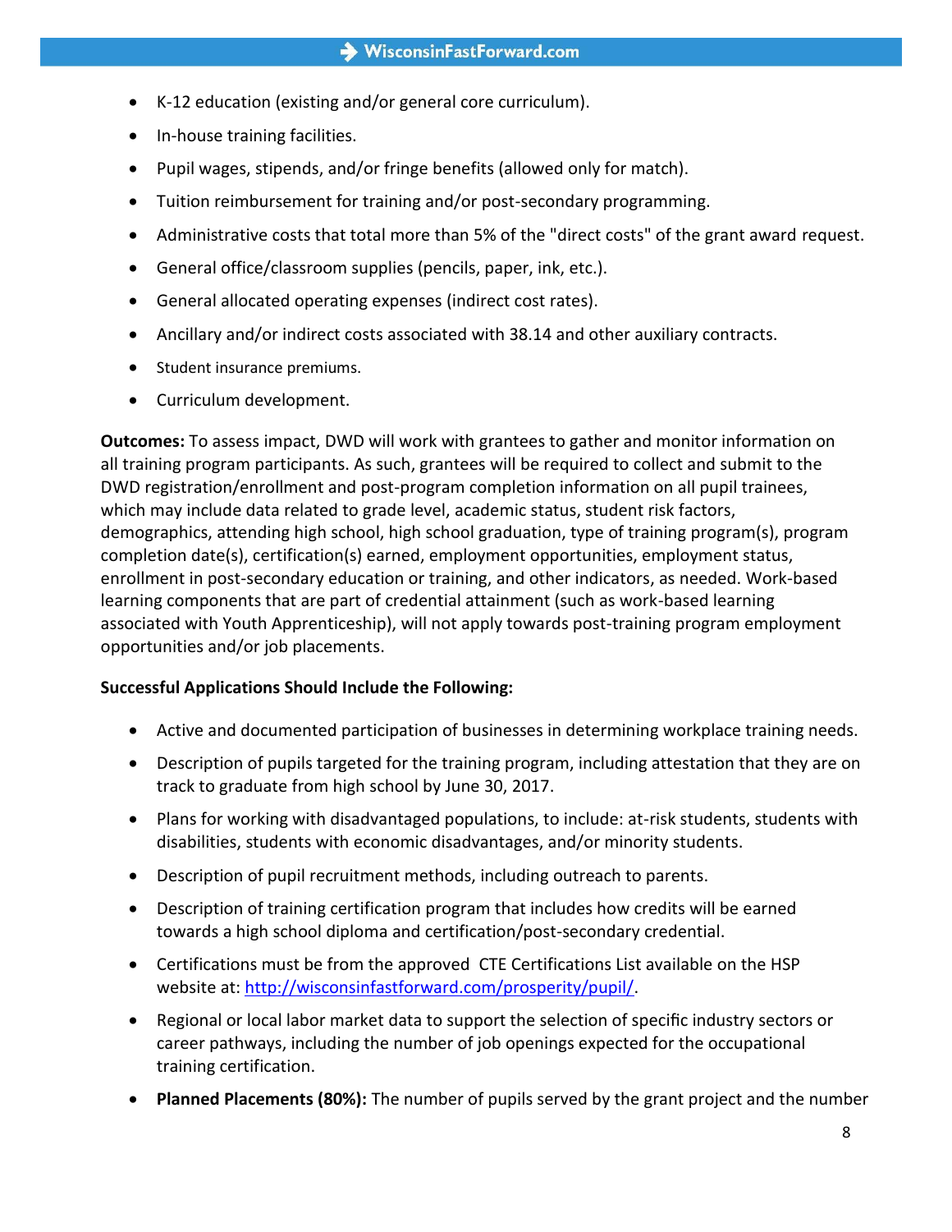- K-12 education (existing and/or general core curriculum).
- In-house training facilities.
- Pupil wages, stipends, and/or fringe benefits (allowed only for match).
- Tuition reimbursement for training and/or post-secondary programming.
- Administrative costs that total more than 5% of the "direct costs" of the grant award request.
- General office/classroom supplies (pencils, paper, ink, etc.).
- General allocated operating expenses (indirect cost rates).
- Ancillary and/or indirect costs associated with 38.14 and other auxiliary contracts.
- Student insurance premiums.
- Curriculum development.

**Outcomes:** To assess impact, DWD will work with grantees to gather and monitor information on all training program participants. As such, grantees will be required to collect and submit to the DWD registration/enrollment and post-program completion information on all pupil trainees, which may include data related to grade level, academic status, student risk factors, demographics, attending high school, high school graduation, type of training program(s), program completion date(s), certification(s) earned, employment opportunities, employment status, enrollment in post-secondary education or training, and other indicators, as needed. Work-based learning components that are part of credential attainment (such as work-based learning associated with Youth Apprenticeship), will not apply towards post-training program employment opportunities and/or job placements.

**Successful Applications Should Include the Following:**

- Active and documented participation of businesses in determining workplace training needs.
- Description of pupils targeted for the training program, including attestation that they are on track to graduate from high school by June 30, 2017.
- Plans for working with disadvantaged populations, to include: at-risk students, students with disabilities, students with economic disadvantages, and/or minority students.
- Description of pupil recruitment methods, including outreach to parents.
- Description of training certification program that includes how credits will be earned towards a high school diploma and certification/post-secondary credential.
- Certifications must be from the approved CTE Certifications List available on the HSP website at: http://wisconsinfastforward.com/prosperity/pupil/.
- Regional or local labor market data to support the selection of specific industry sectors or career pathways, including the number of job openings expected for the occupational training certification.
- **Planned Placements (80%):** The number of pupils served by the grant project and the number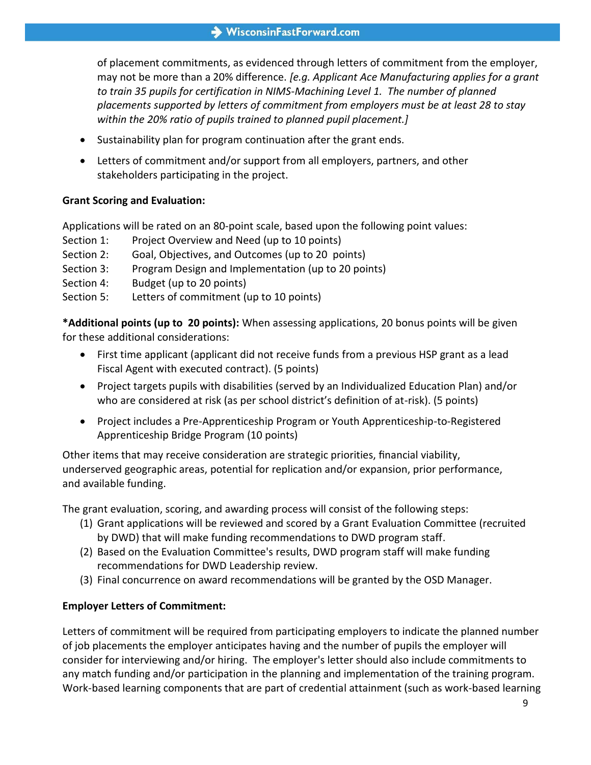of placement commitments, as evidenced through letters of commitment from the employer, may not be more than a 20% difference. *[e.g. Applicant Ace Manufacturing applies for a grant to train 35 pupils for certification in NIMS-Machining Level 1. The number of planned placements supported by letters of commitment from employers must be at least 28 to stay within the 20% ratio of pupils trained to planned pupil placement.]*

- Sustainability plan for program continuation after the grant ends.
- Letters of commitment and/or support from all employers, partners, and other stakeholders participating in the project.

**Grant Scoring and Evaluation:**

Applications will be rated on an 80-point scale, based upon the following point values:

Section 1: Project Overview and Need (up to 10 points)
Section 2: Goal, Objectives, and Outcomes (up to 20 points)
Section 3: Program Design and Implementation (up to 20 points)
Section 4: Budget (up to 20 points)
Section 5: Letters of commitment (up to 10 points)

**\*Additional points (up to 20 points):** When assessing applications, 20 bonus points will be given for these additional considerations:

- First time applicant (applicant did not receive funds from a previous HSP grant as a lead Fiscal Agent with executed contract). (5 points)
- Project targets pupils with disabilities (served by an Individualized Education Plan) and/or who are considered at risk (as per school district's definition of at-risk). (5 points)
- Project includes a Pre-Apprenticeship Program or Youth Apprenticeship-to-Registered Apprenticeship Bridge Program (10 points)

Other items that may receive consideration are strategic priorities, financial viability, underserved geographic areas, potential for replication and/or expansion, prior performance, and available funding.

The grant evaluation, scoring, and awarding process will consist of the following steps:

1. Grant applications will be reviewed and scored by a Grant Evaluation Committee (recruited by DWD) that will make funding recommendations to DWD program staff.
2. Based on the Evaluation Committee's results, DWD program staff will make funding recommendations for DWD Leadership review.
3. Final concurrence on award recommendations will be granted by the OSD Manager.

**Employer Letters of Commitment:**

Letters of commitment will be required from participating employers to indicate the planned number of job placements the employer anticipates having and the number of pupils the employer will consider for interviewing and/or hiring. The employer's letter should also include commitments to any match funding and/or participation in the planning and implementation of the training program. Work-based learning components that are part of credential attainment (such as work-based learning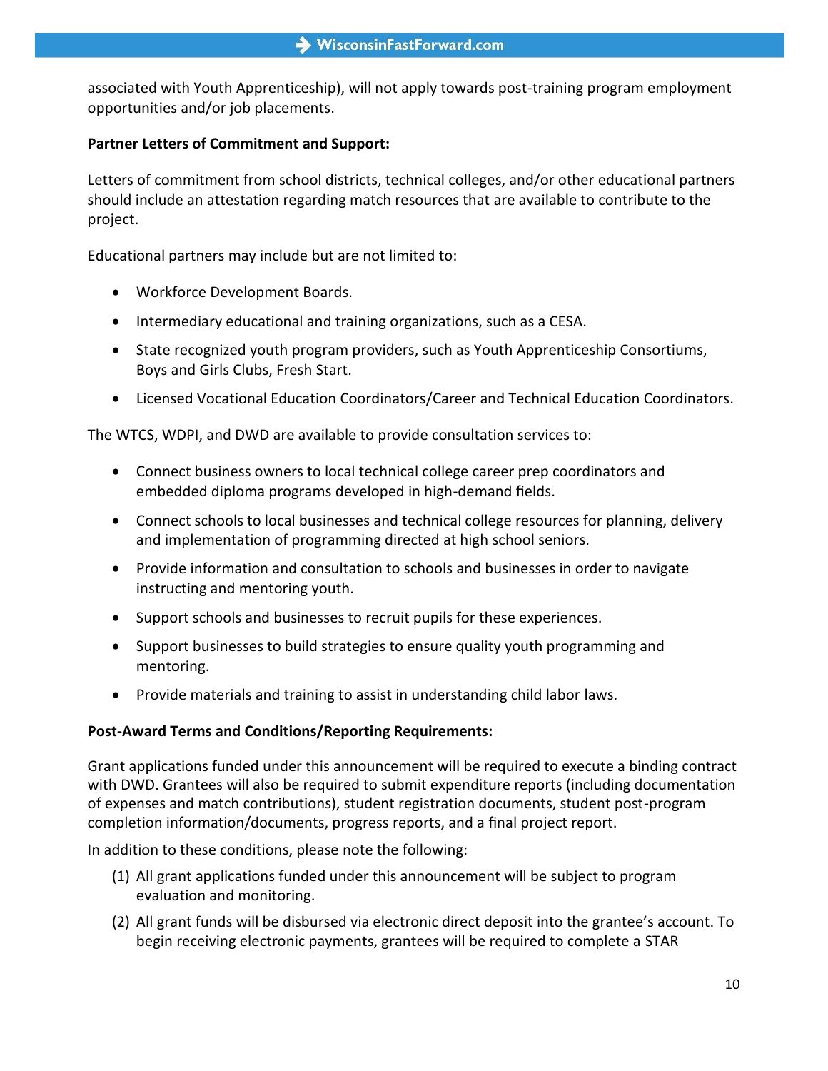associated with Youth Apprenticeship), will not apply towards post-training program employment opportunities and/or job placements.

**Partner Letters of Commitment and Support:**

Letters of commitment from school districts, technical colleges, and/or other educational partners should include an attestation regarding match resources that are available to contribute to the project.

Educational partners may include but are not limited to:

- Workforce Development Boards.
- Intermediary educational and training organizations, such as a CESA.
- State recognized youth program providers, such as Youth Apprenticeship Consortiums, Boys and Girls Clubs, Fresh Start.
- Licensed Vocational Education Coordinators/Career and Technical Education Coordinators.

The WTCS, WDPI, and DWD are available to provide consultation services to:

- Connect business owners to local technical college career prep coordinators and embedded diploma programs developed in high-demand fields.
- Connect schools to local businesses and technical college resources for planning, delivery and implementation of programming directed at high school seniors.
- Provide information and consultation to schools and businesses in order to navigate instructing and mentoring youth.
- Support schools and businesses to recruit pupils for these experiences.
- Support businesses to build strategies to ensure quality youth programming and mentoring.
- Provide materials and training to assist in understanding child labor laws.

**Post-Award Terms and Conditions/Reporting Requirements:**

Grant applications funded under this announcement will be required to execute a binding contract with DWD. Grantees will also be required to submit expenditure reports (including documentation of expenses and match contributions), student registration documents, student post-program completion information/documents, progress reports, and a final project report.

In addition to these conditions, please note the following:

(1) All grant applications funded under this announcement will be subject to program evaluation and monitoring.

(2) All grant funds will be disbursed via electronic direct deposit into the grantee's account. To begin receiving electronic payments, grantees will be required to complete a STAR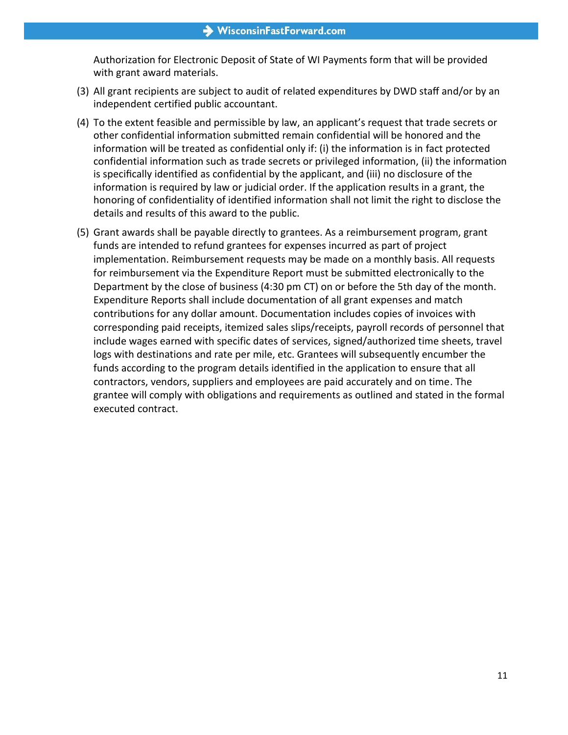Authorization for Electronic Deposit of State of WI Payments form that will be provided with grant award materials.

(3) All grant recipients are subject to audit of related expenditures by DWD staff and/or by an independent certified public accountant.

(4) To the extent feasible and permissible by law, an applicant's request that trade secrets or other confidential information submitted remain confidential will be honored and the information will be treated as confidential only if: (i) the information is in fact protected confidential information such as trade secrets or privileged information, (ii) the information is specifically identified as confidential by the applicant, and (iii) no disclosure of the information is required by law or judicial order. If the application results in a grant, the honoring of confidentiality of identified information shall not limit the right to disclose the details and results of this award to the public.

(5) Grant awards shall be payable directly to grantees. As a reimbursement program, grant funds are intended to refund grantees for expenses incurred as part of project implementation. Reimbursement requests may be made on a monthly basis. All requests for reimbursement via the Expenditure Report must be submitted electronically to the Department by the close of business (4:30 pm CT) on or before the 5th day of the month. Expenditure Reports shall include documentation of all grant expenses and match contributions for any dollar amount. Documentation includes copies of invoices with corresponding paid receipts, itemized sales slips/receipts, payroll records of personnel that include wages earned with specific dates of services, signed/authorized time sheets, travel logs with destinations and rate per mile, etc. Grantees will subsequently encumber the funds according to the program details identified in the application to ensure that all contractors, vendors, suppliers and employees are paid accurately and on time. The grantee will comply with obligations and requirements as outlined and stated in the formal executed contract.